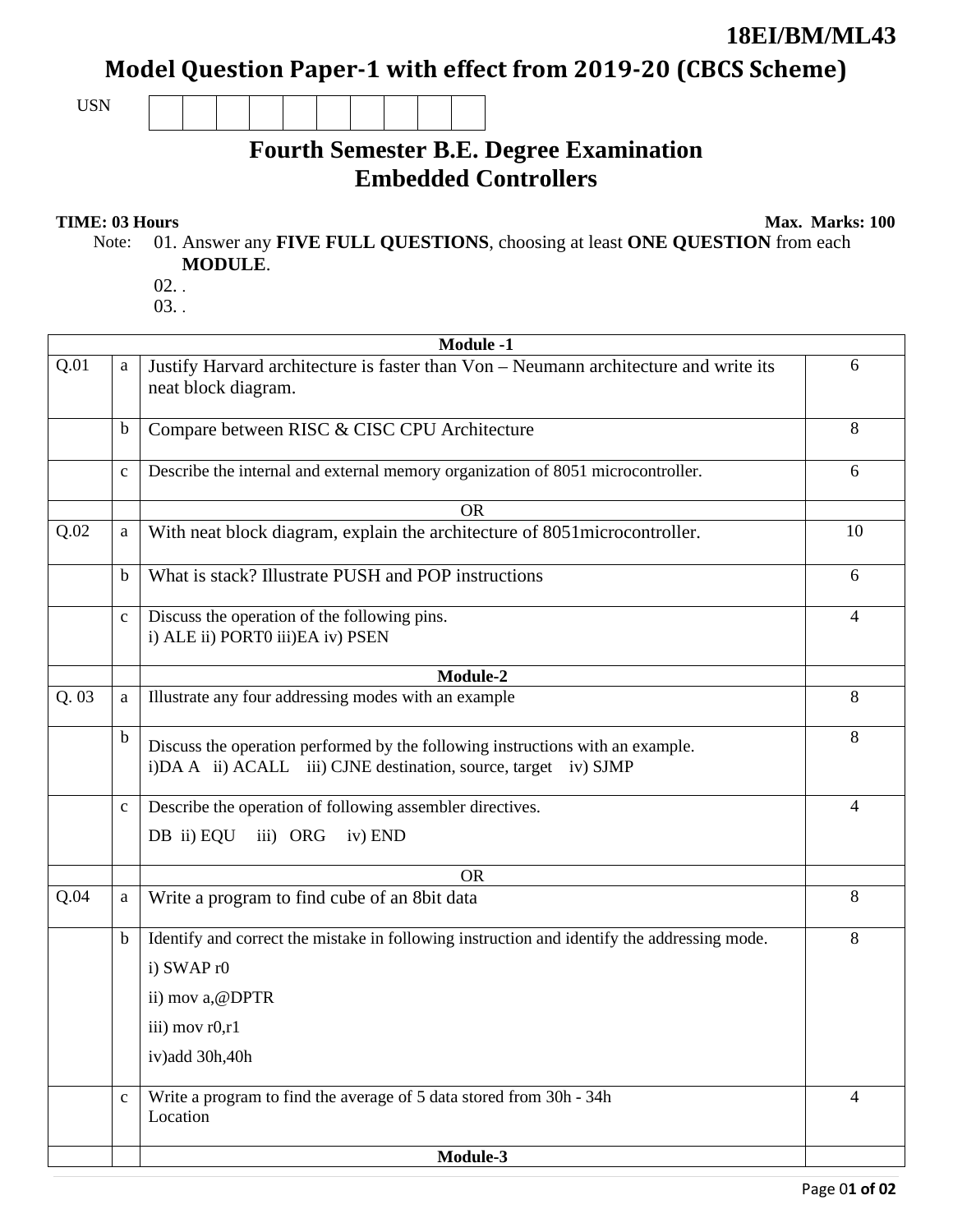18EI/BM/ML43

# Model Question Paper-1 with effect from 2019-20 (CBCS Scheme)

USN | | | | | | | | | | |

## Fourth Semester B.E. Degree Examination
## Embedded Controllers

**TIME: 03 Hours** **Max. Marks: 100**

Note: 01. Answer any **FIVE FULL QUESTIONS**, choosing at least **ONE QUESTION** from each **MODULE**.
02. .
03. .

| | | **Module -1** | |
|---|---|---|---|
| Q.01 | a | Justify Harvard architecture is faster than Von – Neumann architecture and write its neat block diagram. | 6 |
| | b | Compare between RISC & CISC CPU Architecture | 8 |
| | c | Describe the internal and external memory organization of 8051 microcontroller. | 6 |
| | | OR | |
| Q.02 | a | With neat block diagram, explain the architecture of 8051microcontroller. | 10 |
| | b | What is stack? Illustrate PUSH and POP instructions | 6 |
| | c | Discuss the operation of the following pins.<br>i) ALE ii) PORT0 iii)EA iv) PSEN | 4 |
| | | **Module-2** | |
| Q. 03 | a | Illustrate any four addressing modes with an example | 8 |
| | b | Discuss the operation performed by the following instructions with an example.<br>i)DA A ii) ACALL iii) CJNE destination, source, target iv) SJMP | 8 |
| | c | Describe the operation of following assembler directives.<br>DB ii) EQU iii) ORG iv) END | 4 |
| | | OR | |
| Q.04 | a | Write a program to find cube of an 8bit data | 8 |
| | b | Identify and correct the mistake in following instruction and identify the addressing mode.<br>i) SWAP r0<br>ii) mov a,@DPTR<br>iii) mov r0,r1<br>iv)add 30h,40h | 8 |
| | c | Write a program to find the average of 5 data stored from 30h - 34h Location | 4 |
| | | **Module-3** | |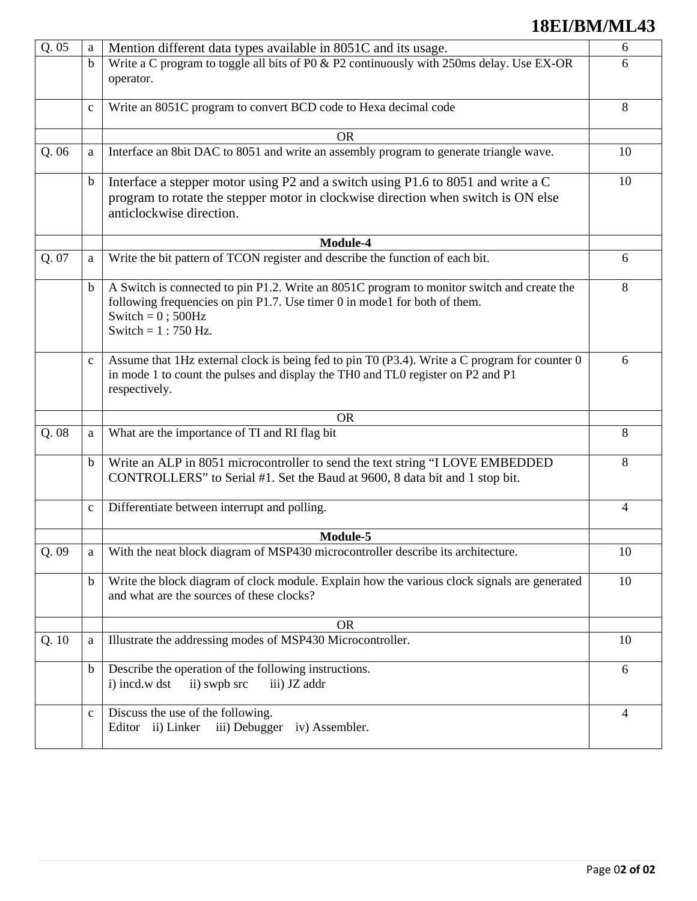| | | | |
|---|---|---|---|
| Q. 05 | a | Mention different data types available in 8051C and its usage. | 6 |
| | b | Write a C program to toggle all bits of P0 & P2 continuously with 250ms delay. Use EX-OR operator. | 6 |
| | c | Write an 8051C program to convert BCD code to Hexa decimal code | 8 |
| | | OR | |
| Q. 06 | a | Interface an 8bit DAC to 8051 and write an assembly program to generate triangle wave. | 10 |
| | b | Interface a stepper motor using P2 and a switch using P1.6 to 8051 and write a C program to rotate the stepper motor in clockwise direction when switch is ON else anticlockwise direction. | 10 |
| | | **Module-4** | |
| Q. 07 | a | Write the bit pattern of TCON register and describe the function of each bit. | 6 |
| | b | A Switch is connected to pin P1.2. Write an 8051C program to monitor switch and create the following frequencies on pin P1.7. Use timer 0 in mode1 for both of them.<br>Switch = 0 ; 500Hz<br>Switch = 1 : 750 Hz. | 8 |
| | c | Assume that 1Hz external clock is being fed to pin T0 (P3.4). Write a C program for counter 0 in mode 1 to count the pulses and display the TH0 and TL0 register on P2 and P1 respectively. | 6 |
| | | OR | |
| Q. 08 | a | What are the importance of TI and RI flag bit | 8 |
| | b | Write an ALP in 8051 microcontroller to send the text string “I LOVE EMBEDDED CONTROLLERS” to Serial #1. Set the Baud at 9600, 8 data bit and 1 stop bit. | 8 |
| | c | Differentiate between interrupt and polling. | 4 |
| | | **Module-5** | |
| Q. 09 | a | With the neat block diagram of MSP430 microcontroller describe its architecture. | 10 |
| | b | Write the block diagram of clock module. Explain how the various clock signals are generated and what are the sources of these clocks? | 10 |
| | | OR | |
| Q. 10 | a | Illustrate the addressing modes of MSP430 Microcontroller. | 10 |
| | b | Describe the operation of the following instructions.<br>i) incd.w dst ii) swpb src iii) JZ addr | 6 |
| | c | Discuss the use of the following.<br>Editor ii) Linker iii) Debugger iv) Assembler. | 4 |